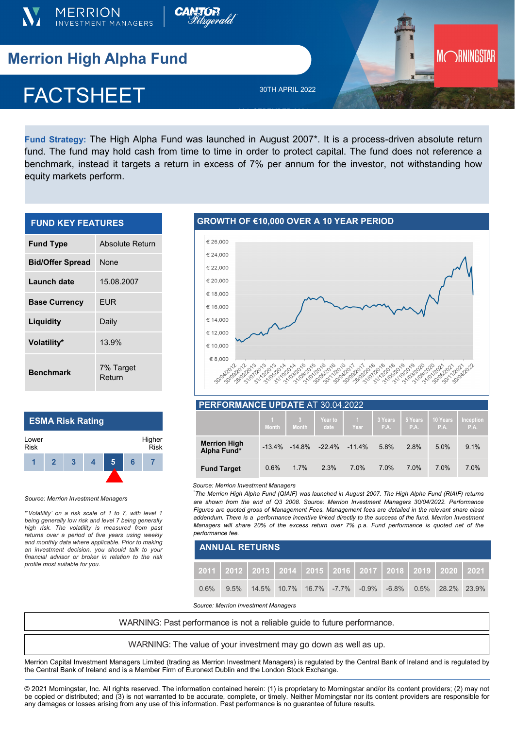# Merrion High Alpha Fund

# FACTSHEET

30TH APRIL 2022

**Fund Strategy:** The High Alpha Fund was launched in August 2007*. It is a process-driven absolute return fund. The fund may hold cash from time to time in order to protect capital. The fund does not reference a benchmark, instead it targets a return in excess of 7% per annum for the investor, not withstanding how equity markets perform.

## FUND KEY FEATURES

| | |
|---|---|
| **Fund Type** | Absolute Return |
| **Bid/Offer Spread** | None |
| **Launch date** | 15.08.2007 |
| **Base Currency** | EUR |
| **Liquidity** | Daily |
| **Volatility*** | 13.9% |
| **Benchmark** | 7% Target Return |

## ESMA Risk Rating

Lower Risk — Higher Risk

| 1 | 2 | 3 | 4 | **5** | 6 | 7 |
|---|---|---|---|---|---|---|

*Source: Merrion Investment Managers*

*\*'Volatility' on a risk scale of 1 to 7, with level 1 being generally low risk and level 7 being generally high risk. The volatility is measured from past returns over a period of five years using weekly and monthly data where applicable. Prior to making an investment decision, you should talk to your financial advisor or broker in relation to the risk profile most suitable for you.*

## GROWTH OF €10,000 OVER A 10 YEAR PERIOD

## PERFORMANCE UPDATE AT 30.04.2022

| | 1 Month | 3 Month | Year to date | 1 Year | 3 Years P.A. | 5 Years P.A. | 10 Years P.A. | Inception P.A. |
|---|---|---|---|---|---|---|---|---|
| **Merrion High Alpha Fund*** | -13.4% | -14.8% | -22.4% | -11.4% | 5.8% | 2.8% | 5.0% | 9.1% |
| **Fund Target** | 0.6% | 1.7% | 2.3% | 7.0% | 7.0% | 7.0% | 7.0% | 7.0% |

*Source: Merrion Investment Managers*

*\*The Merrion High Alpha Fund (QIAIF) was launched in August 2007. The High Alpha Fund (RIAIF) returns are shown from the end of Q3 2008. Source: Merrion Investment Managers 30/04/2022. Performance Figures are quoted gross of Management Fees. Management fees are detailed in the relevant share class addendum. There is a performance incentive linked directly to the success of the fund. Merrion Investment Managers will share 20% of the excess return over 7% p.a. Fund performance is quoted net of the performance fee.*

## ANNUAL RETURNS

| 2011 | 2012 | 2013 | 2014 | 2015 | 2016 | 2017 | 2018 | 2019 | 2020 | 2021 |
|---|---|---|---|---|---|---|---|---|---|---|
| 0.6% | 9.5% | 14.5% | 10.7% | 16.7% | -7.7% | -0.9% | -6.8% | 0.5% | 28.2% | 23.9% |

*Source: Merrion Investment Managers*

WARNING: Past performance is not a reliable guide to future performance.

WARNING: The value of your investment may go down as well as up.

Merrion Capital Investment Managers Limited (trading as Merrion Investment Managers) is regulated by the Central Bank of Ireland and is regulated by the Central Bank of Ireland and is a Member Firm of Euronext Dublin and the London Stock Exchange.

© 2021 Morningstar, Inc. All rights reserved. The information contained herein: (1) is proprietary to Morningstar and/or its content providers; (2) may not be copied or distributed; and (3) is not warranted to be accurate, complete, or timely. Neither Morningstar nor its content providers are responsible for any damages or losses arising from any use of this information. Past performance is no guarantee of future results.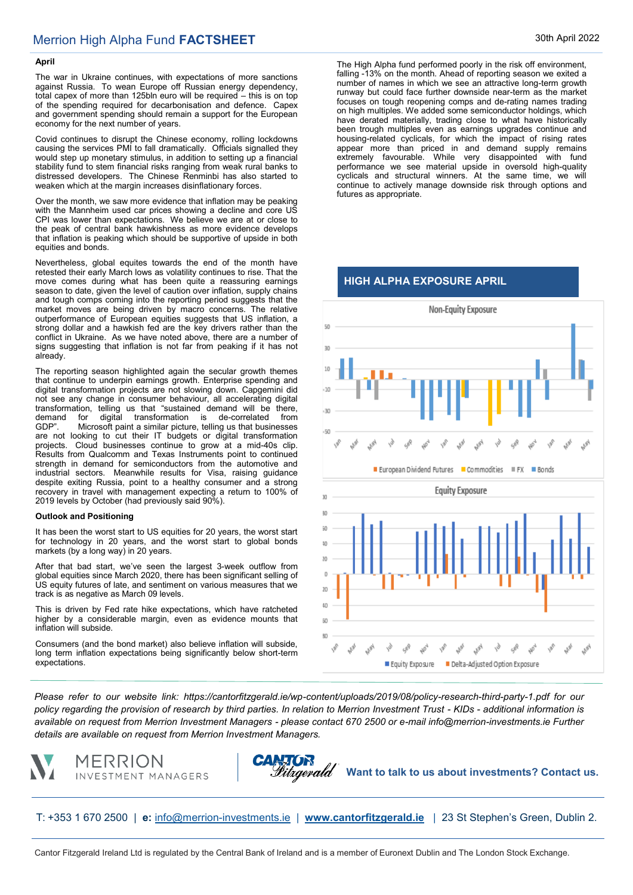# Merrion High Alpha Fund **FACTSHEET**

30th April 2022

**April**

The war in Ukraine continues, with expectations of more sanctions against Russia. To wean Europe off Russian energy dependency, total capex of more than 125bln euro will be required – this is on top of the spending required for decarbonisation and defence. Capex and government spending should remain a support for the European economy for the next number of years.

Covid continues to disrupt the Chinese economy, rolling lockdowns causing the services PMI to fall dramatically. Officials signalled they would step up monetary stimulus, in addition to setting up a financial stability fund to stem financial risks ranging from weak rural banks to distressed developers. The Chinese Renminbi has also started to weaken which at the margin increases disinflationary forces.

Over the month, we saw more evidence that inflation may be peaking with the Mannheim used car prices showing a decline and core US CPI was lower than expectations. We believe we are at or close to the peak of central bank hawkishness as more evidence develops that inflation is peaking which should be supportive of upside in both equities and bonds.

Nevertheless, global equites towards the end of the month have retested their early March lows as volatility continues to rise. That the move comes during what has been quite a reassuring earnings season to date, given the level of caution over inflation, supply chains and tough comps coming into the reporting period suggests that the market moves are being driven by macro concerns. The relative outperformance of European equities suggests that US inflation, a strong dollar and a hawkish fed are the key drivers rather than the conflict in Ukraine. As we have noted above, there are a number of signs suggesting that inflation is not far from peaking if it has not already.

The reporting season highlighted again the secular growth themes that continue to underpin earnings growth. Enterprise spending and digital transformation projects are not slowing down. Capgemini did not see any change in consumer behaviour, all accelerating digital transformation, telling us that "sustained demand will be there, demand for digital transformation is de-correlated from GDP". Microsoft paint a similar picture, telling us that businesses are not looking to cut their IT budgets or digital transformation projects. Cloud businesses continue to grow at a mid-40s clip. Results from Qualcomm and Texas Instruments point to continued strength in demand for semiconductors from the automotive and industrial sectors. Meanwhile results for Visa, raising guidance despite exiting Russia, point to a healthy consumer and a strong recovery in travel with management expecting a return to 100% of 2019 levels by October (had previously said 90%).

**Outlook and Positioning**

It has been the worst start to US equities for 20 years, the worst start for technology in 20 years, and the worst start to global bonds markets (by a long way) in 20 years.

After that bad start, we've seen the largest 3-week outflow from global equities since March 2020, there has been significant selling of US equity futures of late, and sentiment on various measures that we track is as negative as March 09 levels.

This is driven by Fed rate hike expectations, which have ratcheted higher by a considerable margin, even as evidence mounts that inflation will subside.

Consumers (and the bond market) also believe inflation will subside, long term inflation expectations being significantly below short-term expectations.

The High Alpha fund performed poorly in the risk off environment, falling -13% on the month. Ahead of reporting season we exited a number of names in which we see an attractive long-term growth runway but could face further downside near-term as the market focuses on tough reopening comps and de-rating names trading on high multiples. We added some semiconductor holdings, which have derated materially, trading close to what have historically been trough multiples even as earnings upgrades continue and housing-related cyclicals, for which the impact of rising rates appear more than priced in and demand supply remains extremely favourable. While very disappointed with fund performance we see material upside in oversold high-quality cyclicals and structural winners. At the same time, we will continue to actively manage downside risk through options and futures as appropriate.

## HIGH ALPHA EXPOSURE APRIL

Non-Equity Exposure

50
30
10
-10
-30
-50

Jan Mar May Jul Sep Nov Jan Mar May Jul Sep Nov Jan Mar May

European Dividend Futures | Commodities | FX | Bonds

Equity Exposure

100
80
60
40
20
0
-20
-40
-60
-80

Jan Mar May Jul Sep Nov Jan Mar May Jul Sep Nov Jan Mar May

Equity Exposure | Delta-Adjusted Option Exposure

*Please refer to our website link: https://cantorfitzgerald.ie/wp-content/uploads/2019/08/policy-research-third-party-1.pdf for our policy regarding the provision of research by third parties. In relation to Merrion Investment Trust - KIDs - additional information is available on request from Merrion Investment Managers - please contact 670 2500 or e-mail info@merrion-investments.ie Further details are available on request from Merrion Investment Managers.*

MERRION INVESTMENT MANAGERS

CANTOR Fitzgerald **Want to talk to us about investments? Contact us.**

T: +353 1 670 2500 | **e:** info@merrion-investments.ie | **www.cantorfitzgerald.ie** | 23 St Stephen's Green, Dublin 2.

Cantor Fitzgerald Ireland Ltd is regulated by the Central Bank of Ireland and is a member of Euronext Dublin and The London Stock Exchange.